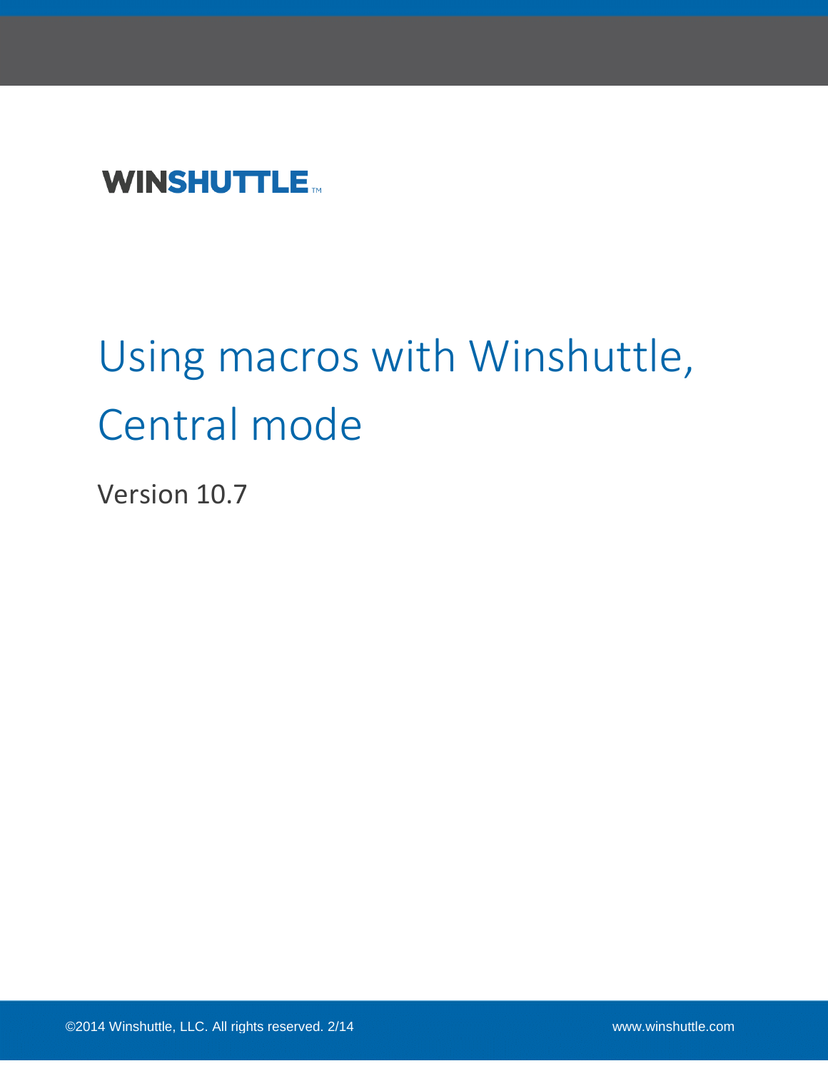WINSHUTTLE™

# Using macros with Winshuttle, Central mode

Version 10.7

©2014 Winshuttle, LLC. All rights reserved. 2/14

www.winshuttle.com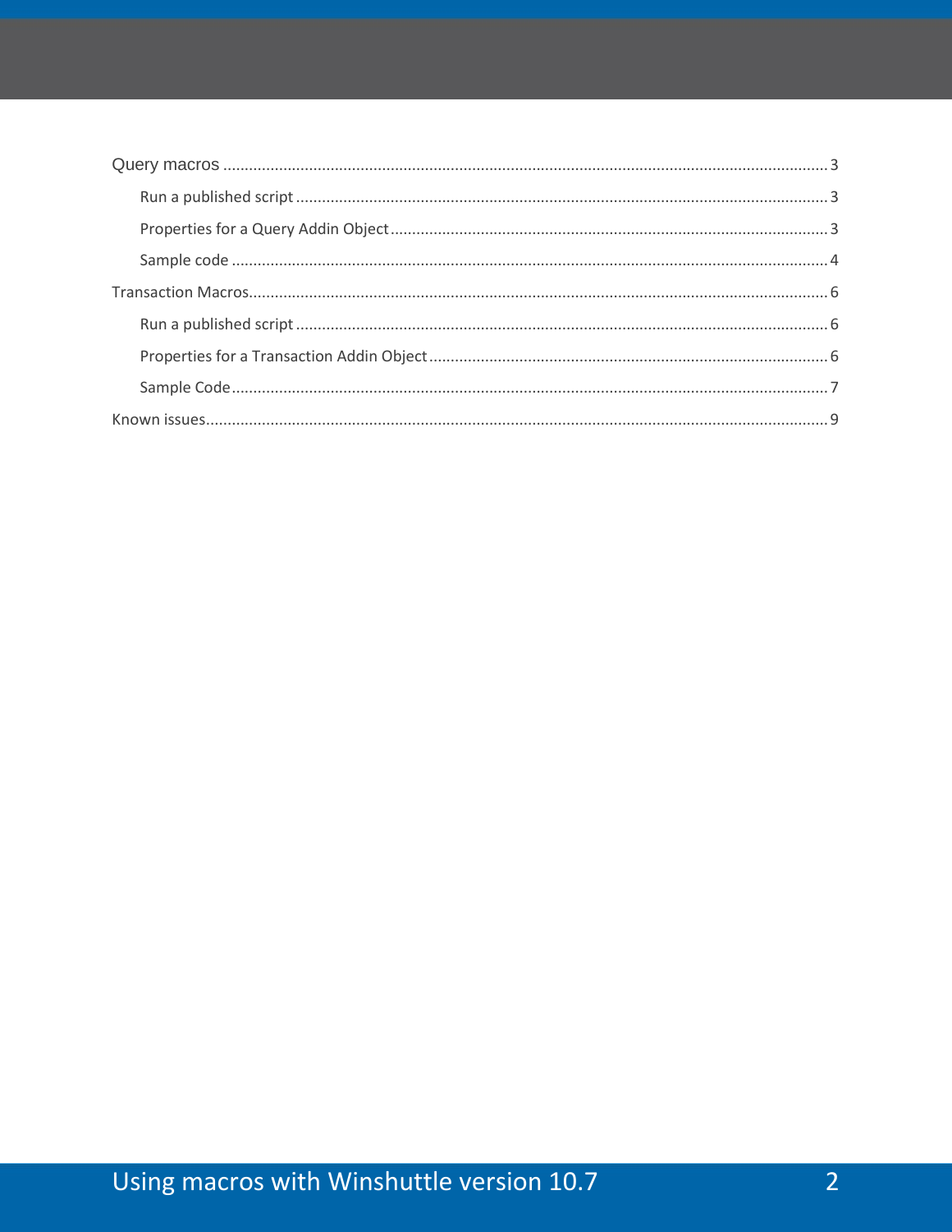Query macros ........................................................................................................................................ 3

Run a published script ........................................................................................................................ 3

Properties for a Query Addin Object .................................................................................................. 3

Sample code ........................................................................................................................................ 4

Transaction Macros.................................................................................................................................... 6

Run a published script ........................................................................................................................ 6

Properties for a Transaction Addin Object ........................................................................................ 6

Sample Code........................................................................................................................................ 7

Known issues............................................................................................................................................... 9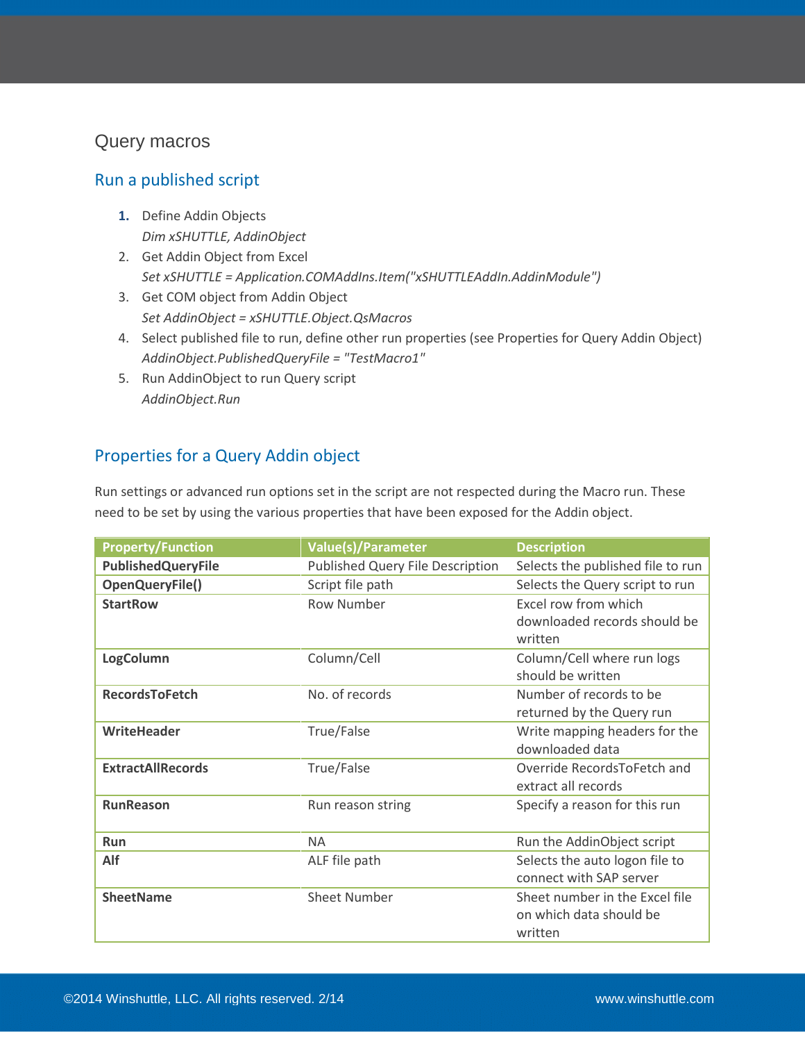## Query macros

### Run a published script

1. Define Addin Objects
   *Dim xSHUTTLE, AddinObject*
2. Get Addin Object from Excel
   *Set xSHUTTLE = Application.COMAddIns.Item("xSHUTTLEAddIn.AddinModule")*
3. Get COM object from Addin Object
   *Set AddinObject = xSHUTTLE.Object.QsMacros*
4. Select published file to run, define other run properties (see Properties for Query Addin Object)
   *AddinObject.PublishedQueryFile = "TestMacro1"*
5. Run AddinObject to run Query script
   *AddinObject.Run*

### Properties for a Query Addin object

Run settings or advanced run options set in the script are not respected during the Macro run. These need to be set by using the various properties that have been exposed for the Addin object.

| Property/Function | Value(s)/Parameter | Description |
|---|---|---|
| **PublishedQueryFile** | Published Query File Description | Selects the published file to run |
| **OpenQueryFile()** | Script file path | Selects the Query script to run |
| **StartRow** | Row Number | Excel row from which downloaded records should be written |
| **LogColumn** | Column/Cell | Column/Cell where run logs should be written |
| **RecordsToFetch** | No. of records | Number of records to be returned by the Query run |
| **WriteHeader** | True/False | Write mapping headers for the downloaded data |
| **ExtractAllRecords** | True/False | Override RecordsToFetch and extract all records |
| **RunReason** | Run reason string | Specify a reason for this run |
| **Run** | NA | Run the AddinObject script |
| **Alf** | ALF file path | Selects the auto logon file to connect with SAP server |
| **SheetName** | Sheet Number | Sheet number in the Excel file on which data should be written |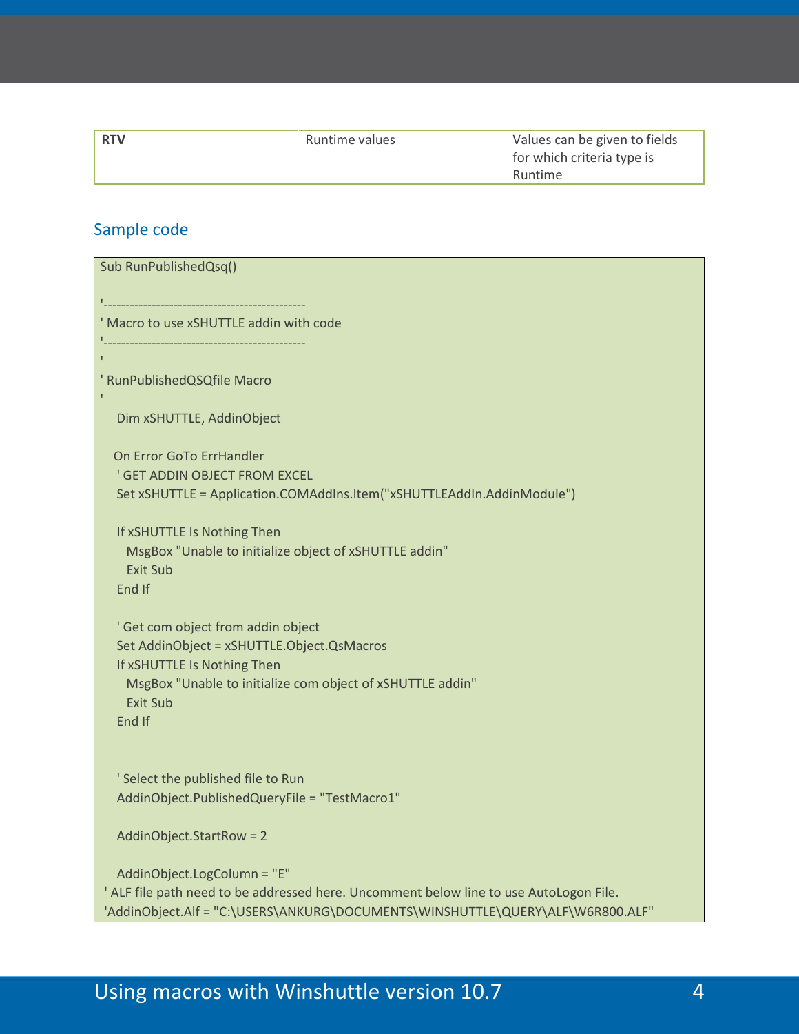| RTV | Runtime values | Values can be given to fields for which criteria type is Runtime |
|---|---|---|

## Sample code

```
Sub RunPublishedQsq()

'---------------------------------------------
' Macro to use xSHUTTLE addin with code
'---------------------------------------------
'
' RunPublishedQSQfile Macro
'
    Dim xSHUTTLE, AddinObject

   On Error GoTo ErrHandler
    ' GET ADDIN OBJECT FROM EXCEL
    Set xSHUTTLE = Application.COMAddIns.Item("xSHUTTLEAddIn.AddinModule")

    If xSHUTTLE Is Nothing Then
      MsgBox "Unable to initialize object of xSHUTTLE addin"
      Exit Sub
    End If

    ' Get com object from addin object
    Set AddinObject = xSHUTTLE.Object.QsMacros
    If xSHUTTLE Is Nothing Then
      MsgBox "Unable to initialize com object of xSHUTTLE addin"
      Exit Sub
    End If


    ' Select the published file to Run
    AddinObject.PublishedQueryFile = "TestMacro1"

    AddinObject.StartRow = 2

    AddinObject.LogColumn = "E"
 ' ALF file path need to be addressed here. Uncomment below line to use AutoLogon File.
 'AddinObject.Alf = "C:\USERS\ANKURG\DOCUMENTS\WINSHUTTLE\QUERY\ALF\W6R800.ALF"
```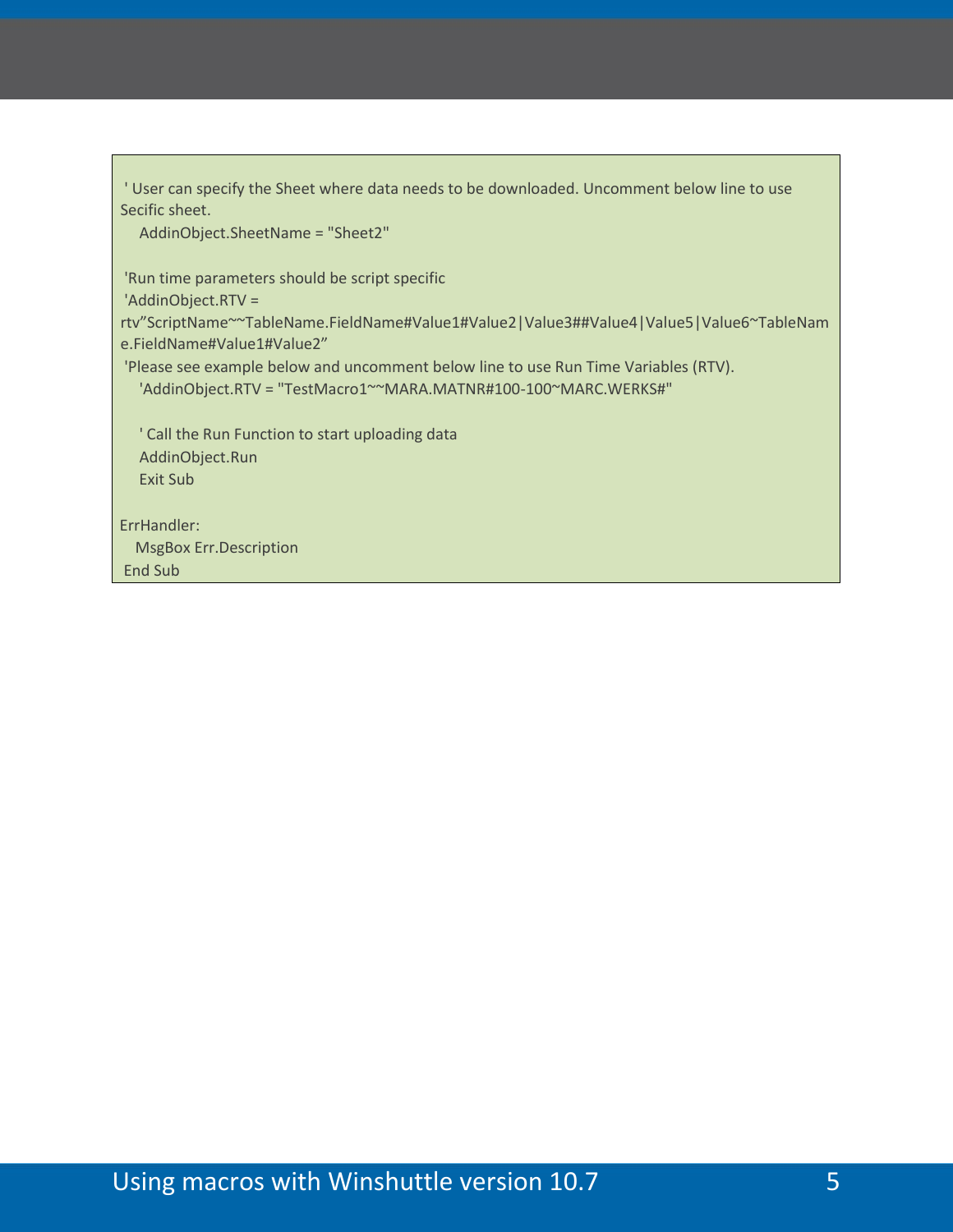```
 ' User can specify the Sheet where data needs to be downloaded. Uncomment below line to use Secific sheet.
    AddinObject.SheetName = "Sheet2"

 'Run time parameters should be script specific
 'AddinObject.RTV = rtv"ScriptName~~TableName.FieldName#Value1#Value2|Value3##Value4|Value5|Value6~TableName.FieldName#Value1#Value2"
 'Please see example below and uncomment below line to use Run Time Variables (RTV).
    'AddinObject.RTV = "TestMacro1~~MARA.MATNR#100-100~MARC.WERKS#"

    ' Call the Run Function to start uploading data
    AddinObject.Run
    Exit Sub

ErrHandler:
   MsgBox Err.Description
 End Sub
```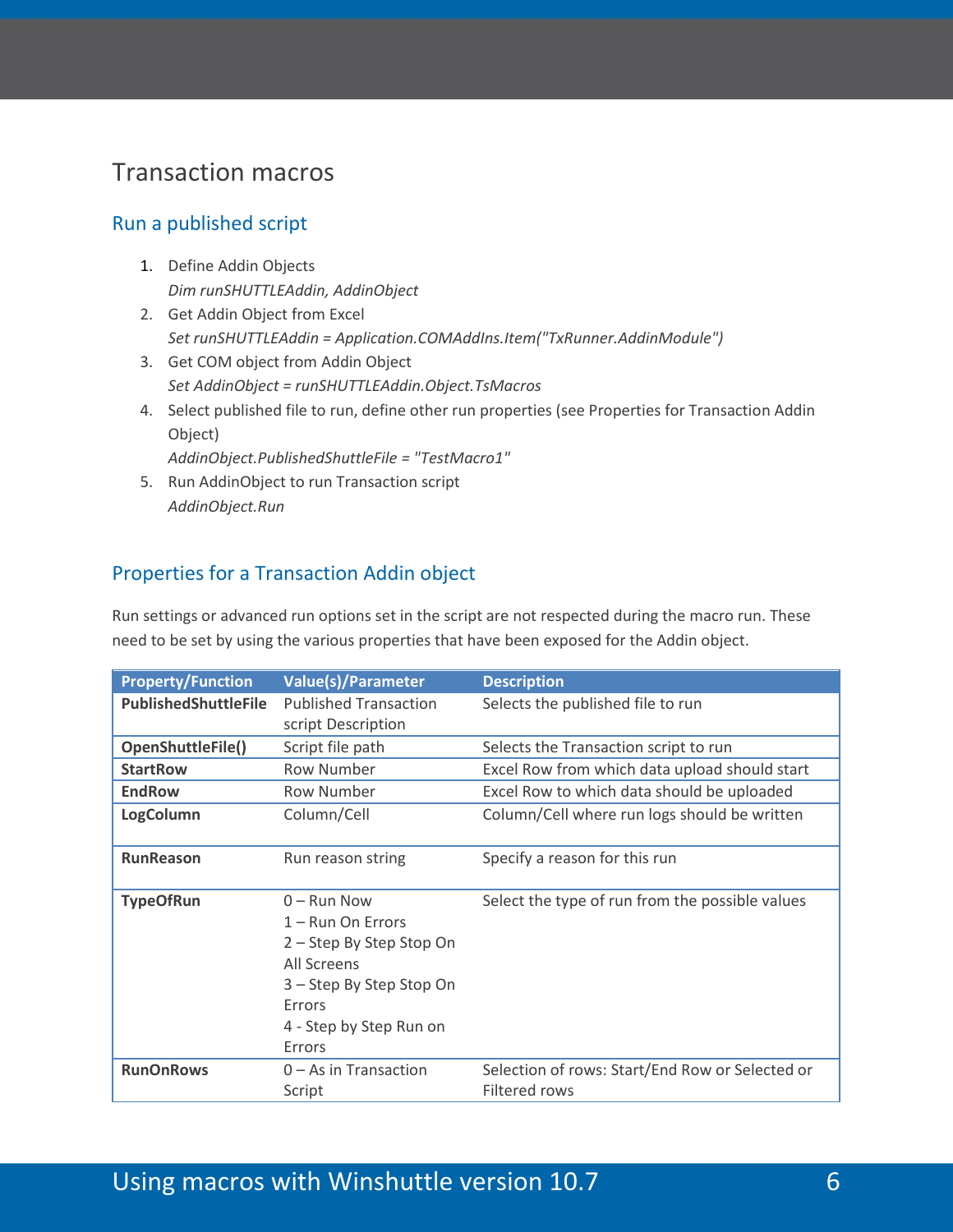# Transaction macros

## Run a published script

1. Define Addin Objects
   *Dim runSHUTTLEAddin, AddinObject*
2. Get Addin Object from Excel
   *Set runSHUTTLEAddin = Application.COMAddIns.Item("TxRunner.AddinModule")*
3. Get COM object from Addin Object
   *Set AddinObject = runSHUTTLEAddin.Object.TsMacros*
4. Select published file to run, define other run properties (see Properties for Transaction Addin Object)
   *AddinObject.PublishedShuttleFile = "TestMacro1"*
5. Run AddinObject to run Transaction script
   *AddinObject.Run*

## Properties for a Transaction Addin object

Run settings or advanced run options set in the script are not respected during the macro run. These need to be set by using the various properties that have been exposed for the Addin object.

| Property/Function | Value(s)/Parameter | Description |
|---|---|---|
| **PublishedShuttleFile** | Published Transaction script Description | Selects the published file to run |
| **OpenShuttleFile()** | Script file path | Selects the Transaction script to run |
| **StartRow** | Row Number | Excel Row from which data upload should start |
| **EndRow** | Row Number | Excel Row to which data should be uploaded |
| **LogColumn** | Column/Cell | Column/Cell where run logs should be written |
| **RunReason** | Run reason string | Specify a reason for this run |
| **TypeOfRun** | 0 – Run Now<br>1 – Run On Errors<br>2 – Step By Step Stop On All Screens<br>3 – Step By Step Stop On Errors<br>4 - Step by Step Run on Errors | Select the type of run from the possible values |
| **RunOnRows** | 0 – As in Transaction Script | Selection of rows: Start/End Row or Selected or Filtered rows |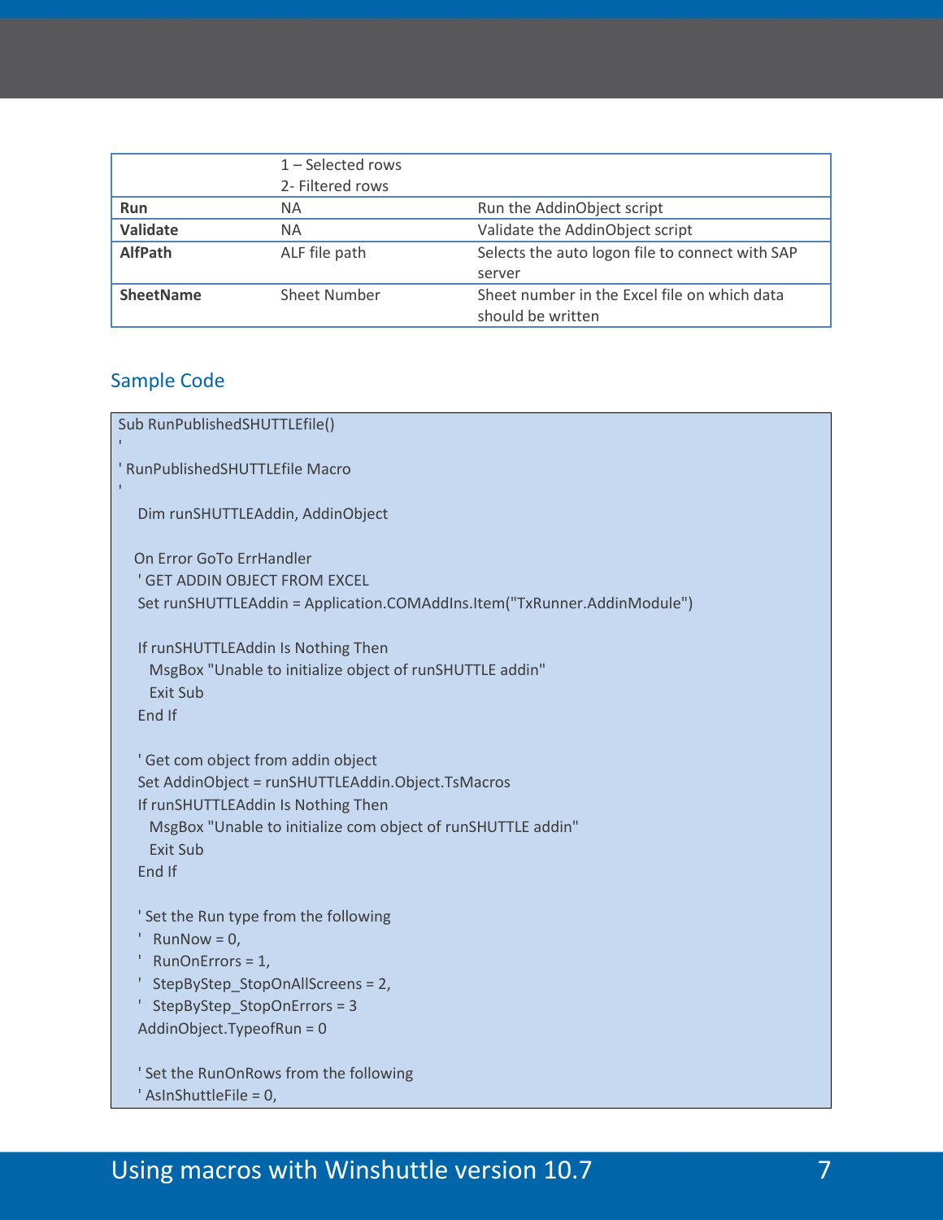|  |  |  |
|---|---|---|
|  | 1 – Selected rows<br>2- Filtered rows |  |
| **Run** | NA | Run the AddinObject script |
| **Validate** | NA | Validate the AddinObject script |
| **AlfPath** | ALF file path | Selects the auto logon file to connect with SAP server |
| **SheetName** | Sheet Number | Sheet number in the Excel file on which data should be written |

## Sample Code

```
Sub RunPublishedSHUTTLEfile()
'
' RunPublishedSHUTTLEfile Macro
'
    Dim runSHUTTLEAddin, AddinObject

   On Error GoTo ErrHandler
    ' GET ADDIN OBJECT FROM EXCEL
    Set runSHUTTLEAddin = Application.COMAddIns.Item("TxRunner.AddinModule")

    If runSHUTTLEAddin Is Nothing Then
      MsgBox "Unable to initialize object of runSHUTTLE addin"
      Exit Sub
    End If

    ' Get com object from addin object
    Set AddinObject = runSHUTTLEAddin.Object.TsMacros
    If runSHUTTLEAddin Is Nothing Then
      MsgBox "Unable to initialize com object of runSHUTTLE addin"
      Exit Sub
    End If

    ' Set the Run type from the following
    '   RunNow = 0,
    '   RunOnErrors = 1,
    '   StepByStep_StopOnAllScreens = 2,
    '   StepByStep_StopOnErrors = 3
    AddinObject.TypeofRun = 0

    ' Set the RunOnRows from the following
    ' AsInShuttleFile = 0,
```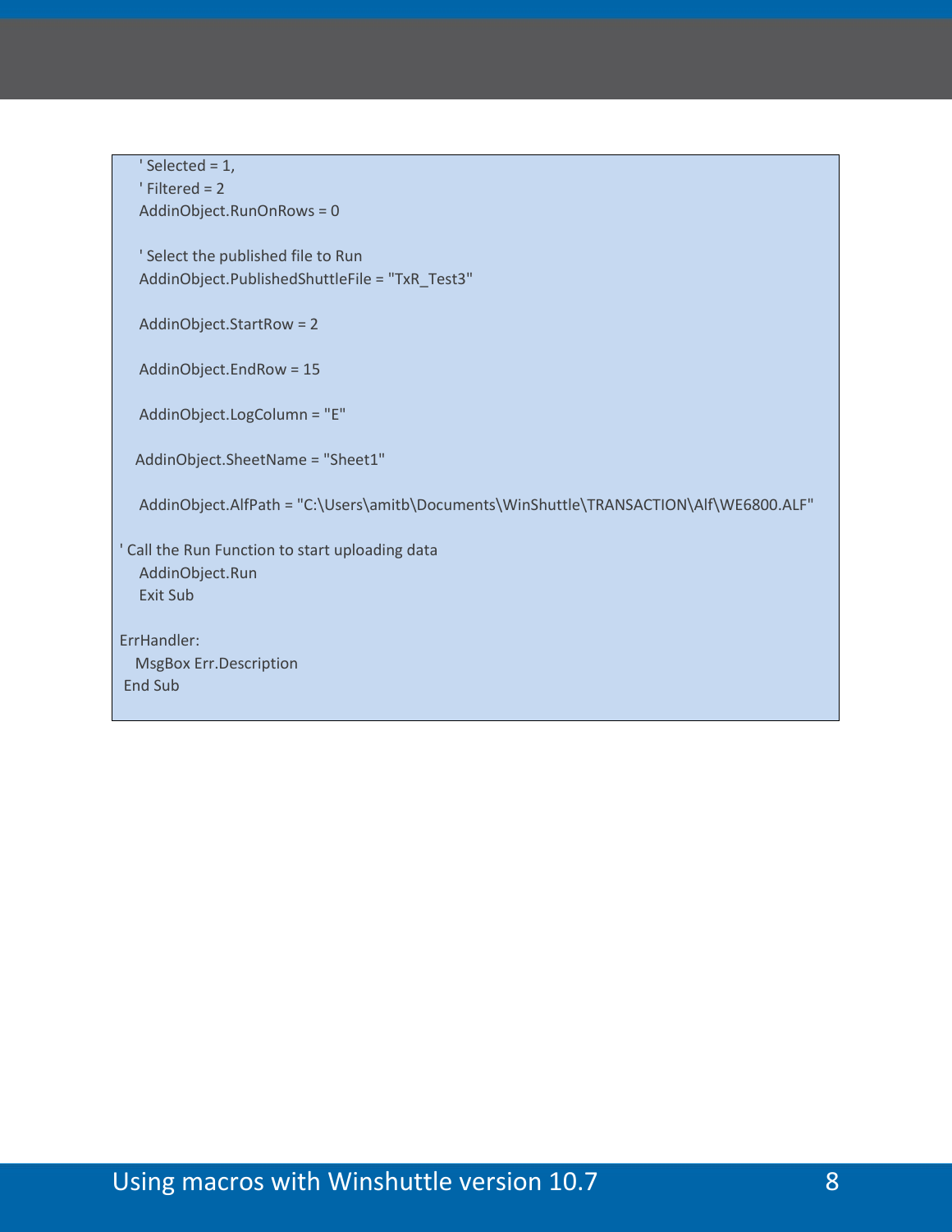```
    ' Selected = 1,
    ' Filtered = 2
    AddinObject.RunOnRows = 0

    ' Select the published file to Run
    AddinObject.PublishedShuttleFile = "TxR_Test3"

    AddinObject.StartRow = 2

    AddinObject.EndRow = 15

    AddinObject.LogColumn = "E"

   AddinObject.SheetName = "Sheet1"

    AddinObject.AlfPath = "C:\Users\amitb\Documents\WinShuttle\TRANSACTION\Alf\WE6800.ALF"

' Call the Run Function to start uploading data
    AddinObject.Run
    Exit Sub

ErrHandler:
   MsgBox Err.Description
 End Sub
```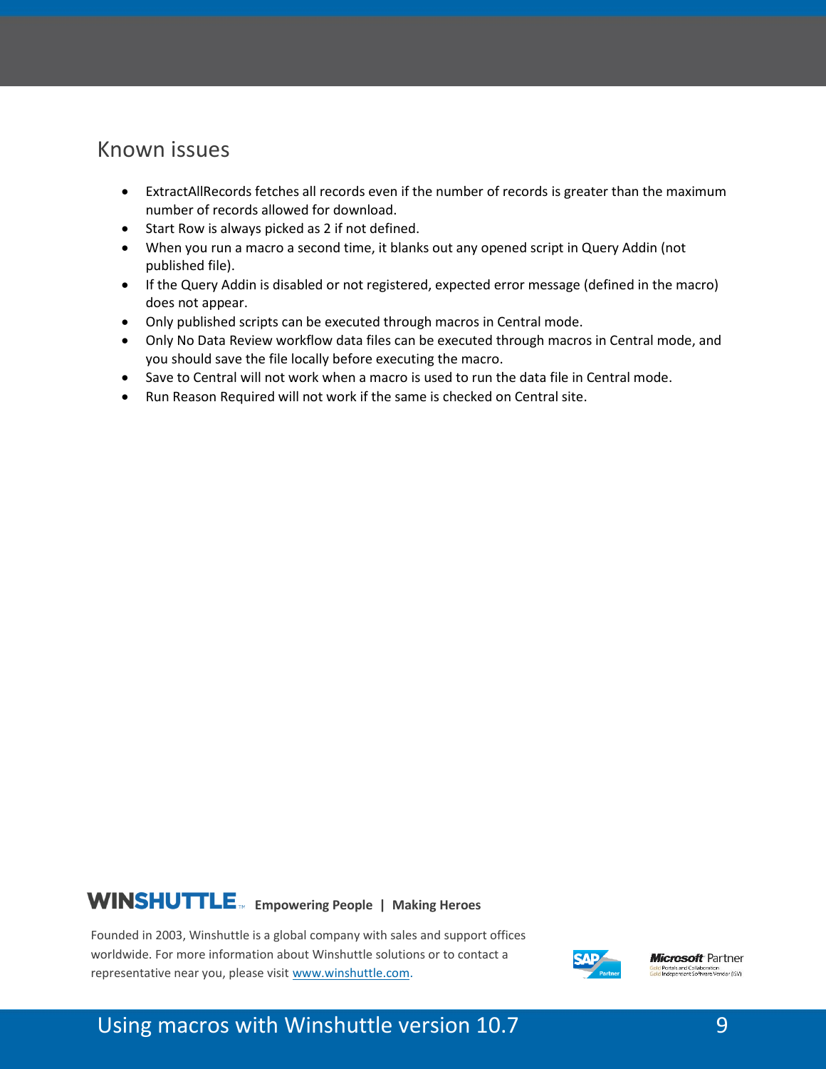## Known issues

- ExtractAllRecords fetches all records even if the number of records is greater than the maximum number of records allowed for download.
- Start Row is always picked as 2 if not defined.
- When you run a macro a second time, it blanks out any opened script in Query Addin (not published file).
- If the Query Addin is disabled or not registered, expected error message (defined in the macro) does not appear.
- Only published scripts can be executed through macros in Central mode.
- Only No Data Review workflow data files can be executed through macros in Central mode, and you should save the file locally before executing the macro.
- Save to Central will not work when a macro is used to run the data file in Central mode.
- Run Reason Required will not work if the same is checked on Central site.

**WINSHUTTLE** Empowering People | Making Heroes

Founded in 2003, Winshuttle is a global company with sales and support offices worldwide. For more information about Winshuttle solutions or to contact a representative near you, please visit [www.winshuttle.com](http://www.winshuttle.com).